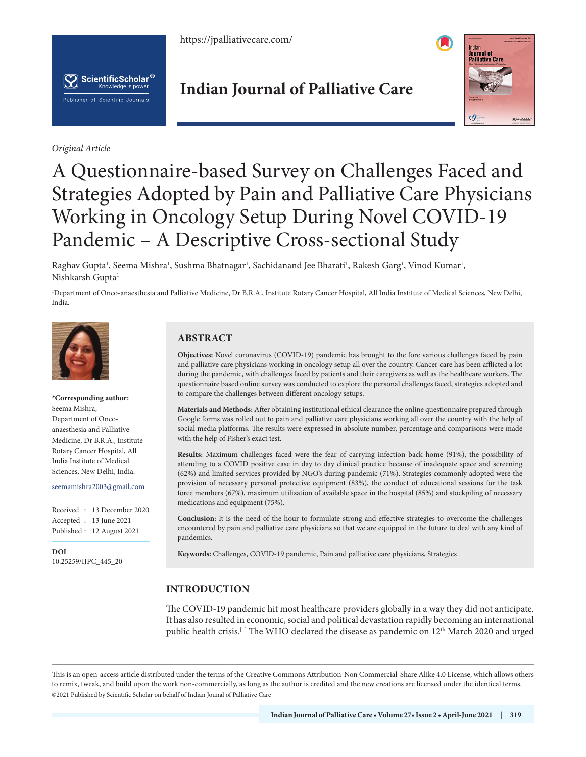*Original Article*

# A Questionnaire-based Survey on Challenges Faced and Strategies Adopted by Pain and Palliative Care Physicians Working in Oncology Setup During Novel COVID-19 Pandemic – A Descriptive Cross-sectional Study

Raghav Gupta[1], Seema Mishra[1], Sushma Bhatnagar[1], Sachidanand Jee Bharati[1], Rakesh Garg[1], Vinod Kumar[1], Nishkarsh Gupta[1]

[1]Department of Onco-anaesthesia and Palliative Medicine, Dr B.R.A., Institute Rotary Cancer Hospital, All India Institute of Medical Sciences, New Delhi, India.

**\*Corresponding author:**
Seema Mishra,
Department of Onco-anaesthesia and Palliative Medicine, Dr B.R.A., Institute Rotary Cancer Hospital, All India Institute of Medical Sciences, New Delhi, India.

seemamishra2003@gmail.com

Received : 13 December 2020
Accepted : 13 June 2021
Published : 12 August 2021

**DOI**
10.25259/IJPC_445_20

## ABSTRACT

**Objectives:** Novel coronavirus (COVID-19) pandemic has brought to the fore various challenges faced by pain and palliative care physicians working in oncology setup all over the country. Cancer care has been afflicted a lot during the pandemic, with challenges faced by patients and their caregivers as well as the healthcare workers. The questionnaire based online survey was conducted to explore the personal challenges faced, strategies adopted and to compare the challenges between different oncology setups.

**Materials and Methods:** After obtaining institutional ethical clearance the online questionnaire prepared through Google forms was rolled out to pain and palliative care physicians working all over the country with the help of social media platforms. The results were expressed in absolute number, percentage and comparisons were made with the help of Fisher's exact test.

**Results:** Maximum challenges faced were the fear of carrying infection back home (91%), the possibility of attending to a COVID positive case in day to day clinical practice because of inadequate space and screening (62%) and limited services provided by NGO's during pandemic (71%). Strategies commonly adopted were the provision of necessary personal protective equipment (83%), the conduct of educational sessions for the task force members (67%), maximum utilization of available space in the hospital (85%) and stockpiling of necessary medications and equipment (75%).

**Conclusion:** It is the need of the hour to formulate strong and effective strategies to overcome the challenges encountered by pain and palliative care physicians so that we are equipped in the future to deal with any kind of pandemics.

**Keywords:** Challenges, COVID-19 pandemic, Pain and palliative care physicians, Strategies

## INTRODUCTION

The COVID-19 pandemic hit most healthcare providers globally in a way they did not anticipate. It has also resulted in economic, social and political devastation rapidly becoming an international public health crisis.[1] The WHO declared the disease as pandemic on 12th March 2020 and urged

This is an open-access article distributed under the terms of the Creative Commons Attribution-Non Commercial-Share Alike 4.0 License, which allows others to remix, tweak, and build upon the work non-commercially, as long as the author is credited and the new creations are licensed under the identical terms.
©2021 Published by Scientific Scholar on behalf of Indian Jounal of Palliative Care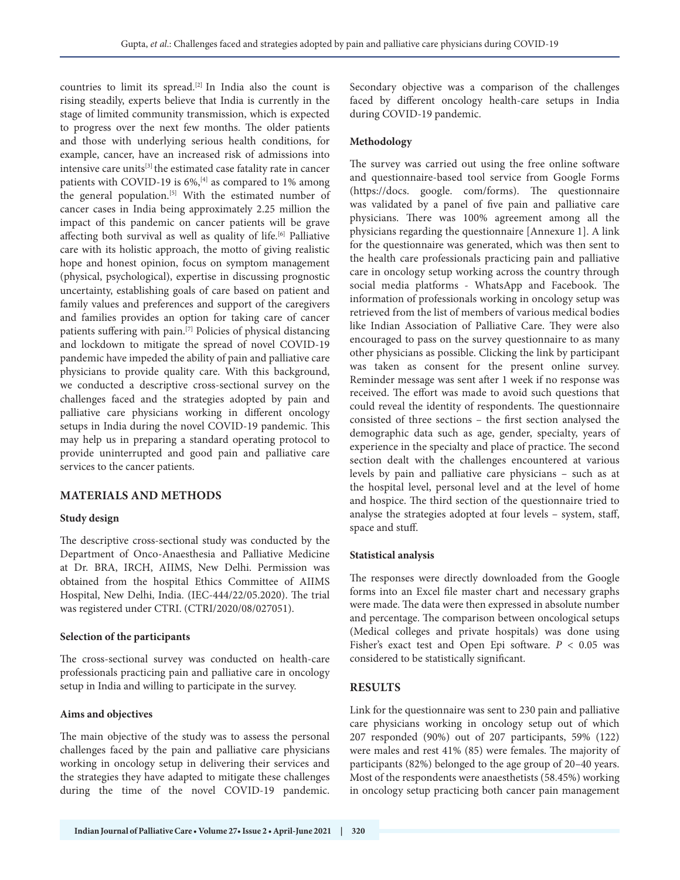countries to limit its spread.[2] In India also the count is rising steadily, experts believe that India is currently in the stage of limited community transmission, which is expected to progress over the next few months. The older patients and those with underlying serious health conditions, for example, cancer, have an increased risk of admissions into intensive care units[3] the estimated case fatality rate in cancer patients with COVID-19 is 6%,[4] as compared to 1% among the general population.[5] With the estimated number of cancer cases in India being approximately 2.25 million the impact of this pandemic on cancer patients will be grave affecting both survival as well as quality of life.[6] Palliative care with its holistic approach, the motto of giving realistic hope and honest opinion, focus on symptom management (physical, psychological), expertise in discussing prognostic uncertainty, establishing goals of care based on patient and family values and preferences and support of the caregivers and families provides an option for taking care of cancer patients suffering with pain.[7] Policies of physical distancing and lockdown to mitigate the spread of novel COVID-19 pandemic have impeded the ability of pain and palliative care physicians to provide quality care. With this background, we conducted a descriptive cross-sectional survey on the challenges faced and the strategies adopted by pain and palliative care physicians working in different oncology setups in India during the novel COVID-19 pandemic. This may help us in preparing a standard operating protocol to provide uninterrupted and good pain and palliative care services to the cancer patients.

## MATERIALS AND METHODS

### Study design

The descriptive cross-sectional study was conducted by the Department of Onco-Anaesthesia and Palliative Medicine at Dr. BRA, IRCH, AIIMS, New Delhi. Permission was obtained from the hospital Ethics Committee of AIIMS Hospital, New Delhi, India. (IEC-444/22/05.2020). The trial was registered under CTRI. (CTRI/2020/08/027051).

### Selection of the participants

The cross-sectional survey was conducted on health-care professionals practicing pain and palliative care in oncology setup in India and willing to participate in the survey.

### Aims and objectives

The main objective of the study was to assess the personal challenges faced by the pain and palliative care physicians working in oncology setup in delivering their services and the strategies they have adapted to mitigate these challenges during the time of the novel COVID-19 pandemic. Secondary objective was a comparison of the challenges faced by different oncology health-care setups in India during COVID-19 pandemic.

### Methodology

The survey was carried out using the free online software and questionnaire-based tool service from Google Forms (https://docs. google. com/forms). The questionnaire was validated by a panel of five pain and palliative care physicians. There was 100% agreement among all the physicians regarding the questionnaire [Annexure 1]. A link for the questionnaire was generated, which was then sent to the health care professionals practicing pain and palliative care in oncology setup working across the country through social media platforms - WhatsApp and Facebook. The information of professionals working in oncology setup was retrieved from the list of members of various medical bodies like Indian Association of Palliative Care. They were also encouraged to pass on the survey questionnaire to as many other physicians as possible. Clicking the link by participant was taken as consent for the present online survey. Reminder message was sent after 1 week if no response was received. The effort was made to avoid such questions that could reveal the identity of respondents. The questionnaire consisted of three sections – the first section analysed the demographic data such as age, gender, specialty, years of experience in the specialty and place of practice. The second section dealt with the challenges encountered at various levels by pain and palliative care physicians – such as at the hospital level, personal level and at the level of home and hospice. The third section of the questionnaire tried to analyse the strategies adopted at four levels – system, staff, space and stuff.

### Statistical analysis

The responses were directly downloaded from the Google forms into an Excel file master chart and necessary graphs were made. The data were then expressed in absolute number and percentage. The comparison between oncological setups (Medical colleges and private hospitals) was done using Fisher's exact test and Open Epi software. $P < 0.05$ was considered to be statistically significant.

## RESULTS

Link for the questionnaire was sent to 230 pain and palliative care physicians working in oncology setup out of which 207 responded (90%) out of 207 participants, 59% (122) were males and rest 41% (85) were females. The majority of participants (82%) belonged to the age group of 20–40 years. Most of the respondents were anaesthetists (58.45%) working in oncology setup practicing both cancer pain management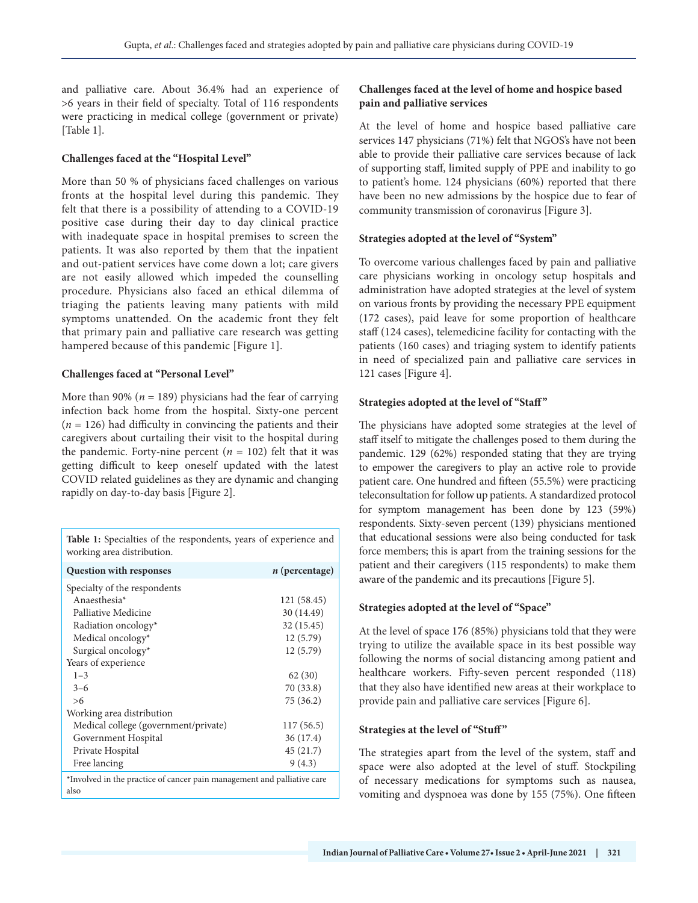and palliative care. About 36.4% had an experience of >6 years in their field of specialty. Total of 116 respondents were practicing in medical college (government or private) [Table 1].

### Challenges faced at the "Hospital Level"

More than 50 % of physicians faced challenges on various fronts at the hospital level during this pandemic. They felt that there is a possibility of attending to a COVID-19 positive case during their day to day clinical practice with inadequate space in hospital premises to screen the patients. It was also reported by them that the inpatient and out-patient services have come down a lot; care givers are not easily allowed which impeded the counselling procedure. Physicians also faced an ethical dilemma of triaging the patients leaving many patients with mild symptoms unattended. On the academic front they felt that primary pain and palliative care research was getting hampered because of this pandemic [Figure 1].

### Challenges faced at "Personal Level"

More than 90% (*n* = 189) physicians had the fear of carrying infection back home from the hospital. Sixty-one percent (*n* = 126) had difficulty in convincing the patients and their caregivers about curtailing their visit to the hospital during the pandemic. Forty-nine percent (*n* = 102) felt that it was getting difficult to keep oneself updated with the latest COVID related guidelines as they are dynamic and changing rapidly on day-to-day basis [Figure 2].

**Table 1:** Specialties of the respondents, years of experience and working area distribution.

| Question with responses | *n* (percentage) |
|---|---|
| Specialty of the respondents | |
| Anaesthesia* | 121 (58.45) |
| Palliative Medicine | 30 (14.49) |
| Radiation oncology* | 32 (15.45) |
| Medical oncology* | 12 (5.79) |
| Surgical oncology* | 12 (5.79) |
| Years of experience | |
| 1–3 | 62 (30) |
| 3–6 | 70 (33.8) |
| >6 | 75 (36.2) |
| Working area distribution | |
| Medical college (government/private) | 117 (56.5) |
| Government Hospital | 36 (17.4) |
| Private Hospital | 45 (21.7) |
| Free lancing | 9 (4.3) |

*Involved in the practice of cancer pain management and palliative care also

### Challenges faced at the level of home and hospice based pain and palliative services

At the level of home and hospice based palliative care services 147 physicians (71%) felt that NGOS's have not been able to provide their palliative care services because of lack of supporting staff, limited supply of PPE and inability to go to patient's home. 124 physicians (60%) reported that there have been no new admissions by the hospice due to fear of community transmission of coronavirus [Figure 3].

### Strategies adopted at the level of "System"

To overcome various challenges faced by pain and palliative care physicians working in oncology setup hospitals and administration have adopted strategies at the level of system on various fronts by providing the necessary PPE equipment (172 cases), paid leave for some proportion of healthcare staff (124 cases), telemedicine facility for contacting with the patients (160 cases) and triaging system to identify patients in need of specialized pain and palliative care services in 121 cases [Figure 4].

### Strategies adopted at the level of "Staff"

The physicians have adopted some strategies at the level of staff itself to mitigate the challenges posed to them during the pandemic. 129 (62%) responded stating that they are trying to empower the caregivers to play an active role to provide patient care. One hundred and fifteen (55.5%) were practicing teleconsultation for follow up patients. A standardized protocol for symptom management has been done by 123 (59%) respondents. Sixty-seven percent (139) physicians mentioned that educational sessions were also being conducted for task force members; this is apart from the training sessions for the patient and their caregivers (115 respondents) to make them aware of the pandemic and its precautions [Figure 5].

### Strategies adopted at the level of "Space"

At the level of space 176 (85%) physicians told that they were trying to utilize the available space in its best possible way following the norms of social distancing among patient and healthcare workers. Fifty-seven percent responded (118) that they also have identified new areas at their workplace to provide pain and palliative care services [Figure 6].

### Strategies at the level of "Stuff"

The strategies apart from the level of the system, staff and space were also adopted at the level of stuff. Stockpiling of necessary medications for symptoms such as nausea, vomiting and dyspnoea was done by 155 (75%). One fifteen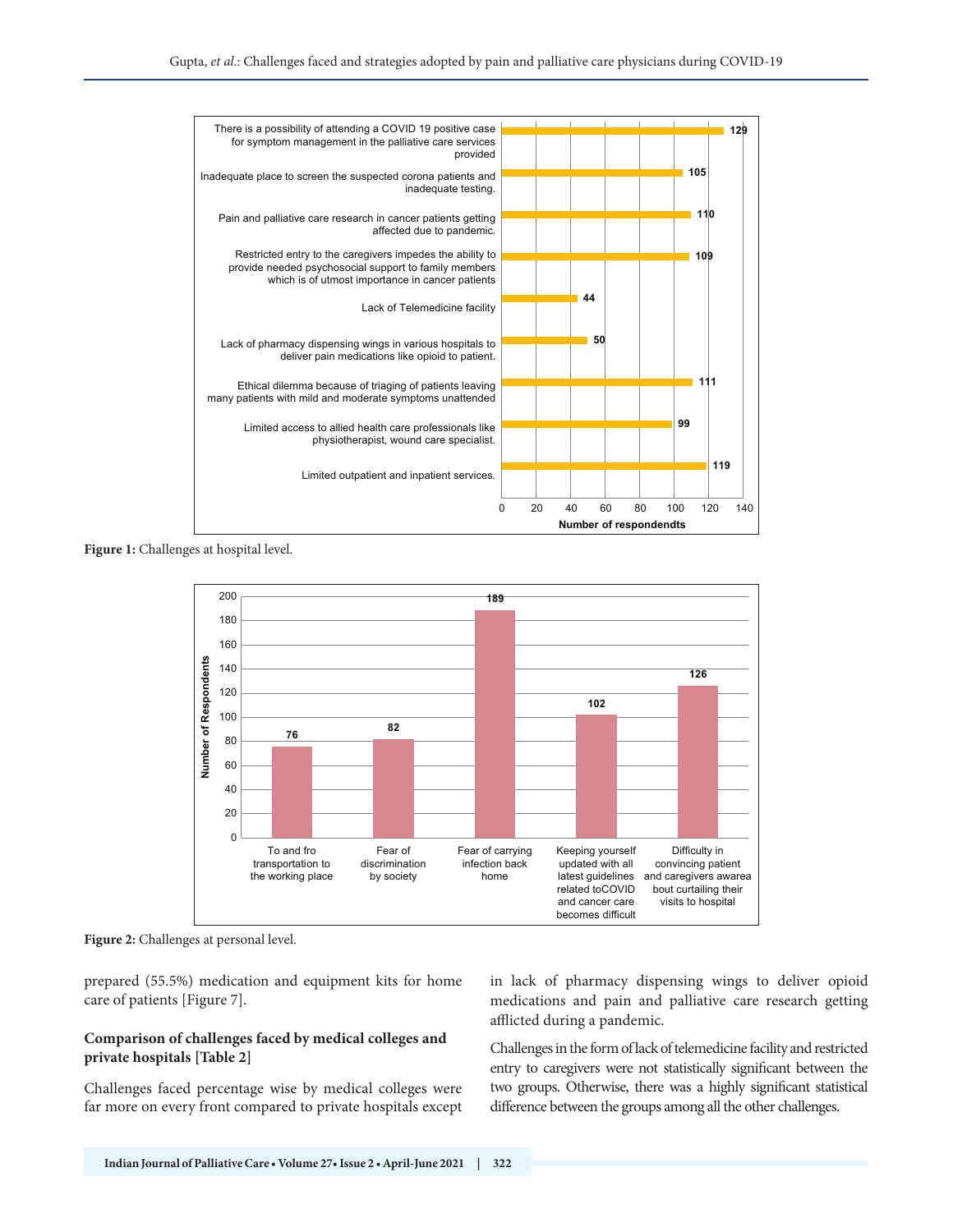| Challenge | Number of respondents |
|---|---|
| There is a possibility of attending a COVID 19 positive case for symptom management in the palliative care services provided | 129 |
| Inadequate place to screen the suspected corona patients and inadequate testing. | 105 |
| Pain and palliative care research in cancer patients getting affected due to pandemic. | 110 |
| Restricted entry to the caregivers impedes the ability to provide needed psychosocial support to family members which is of utmost importance in cancer patients | 109 |
| Lack of Telemedicine facility | 44 |
| Lack of pharmacy dispensing wings in various hospitals to deliver pain medications like opioid to patient. | 50 |
| Ethical dilemma because of triaging of patients leaving many patients with mild and moderate symptoms unattended | 111 |
| Limited access to allied health care professionals like physiotherapist, wound care specialist. | 99 |
| Limited outpatient and inpatient services. | 119 |

**Figure 1:** Challenges at hospital level.

| Challenge | Number of Respondents |
|---|---|
| To and fro transportation to the working place | 76 |
| Fear of discrimination by society | 82 |
| Fear of carrying infection back home | 189 |
| Keeping yourself updated with all latest guidelines related toCOVID and cancer care becomes difficult | 102 |
| Difficulty in convincing patient and caregivers awarea bout curtailing their visits to hospital | 126 |

**Figure 2:** Challenges at personal level.

prepared (55.5%) medication and equipment kits for home care of patients [Figure 7].

### Comparison of challenges faced by medical colleges and private hospitals [Table 2]

Challenges faced percentage wise by medical colleges were far more on every front compared to private hospitals except in lack of pharmacy dispensing wings to deliver opioid medications and pain and palliative care research getting afflicted during a pandemic.

Challenges in the form of lack of telemedicine facility and restricted entry to caregivers were not statistically significant between the two groups. Otherwise, there was a highly significant statistical difference between the groups among all the other challenges.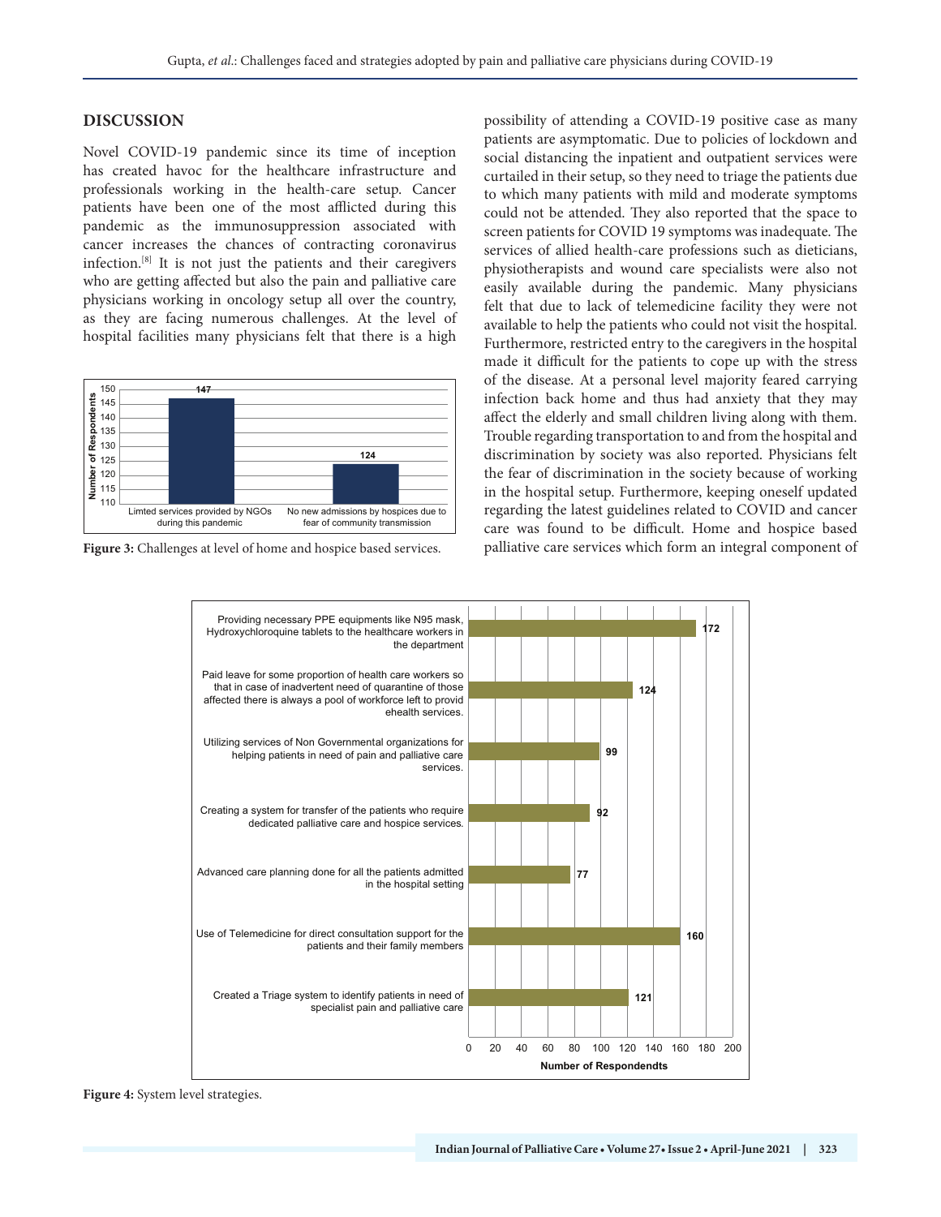## DISCUSSION

Novel COVID-19 pandemic since its time of inception has created havoc for the healthcare infrastructure and professionals working in the health-care setup. Cancer patients have been one of the most afflicted during this pandemic as the immunosuppression associated with cancer increases the chances of contracting coronavirus infection.[8] It is not just the patients and their caregivers who are getting affected but also the pain and palliative care physicians working in oncology setup all over the country, as they are facing numerous challenges. At the level of hospital facilities many physicians felt that there is a high possibility of attending a COVID-19 positive case as many patients are asymptomatic. Due to policies of lockdown and social distancing the inpatient and outpatient services were curtailed in their setup, so they need to triage the patients due to which many patients with mild and moderate symptoms could not be attended. They also reported that the space to screen patients for COVID 19 symptoms was inadequate. The services of allied health-care professions such as dieticians, physiotherapists and wound care specialists were also not easily available during the pandemic. Many physicians felt that due to lack of telemedicine facility they were not available to help the patients who could not visit the hospital. Furthermore, restricted entry to the caregivers in the hospital made it difficult for the patients to cope up with the stress of the disease. At a personal level majority feared carrying infection back home and thus had anxiety that they may affect the elderly and small children living along with them. Trouble regarding transportation to and from the hospital and discrimination by society was also reported. Physicians felt the fear of discrimination in the society because of working in the hospital setup. Furthermore, keeping oneself updated regarding the latest guidelines related to COVID and cancer care was found to be difficult. Home and hospice based palliative care services which form an integral component of

| Challenge | Number of Respondents |
|---|---|
| Limted services provided by NGOs during this pandemic | 147 |
| No new admissions by hospices due to fear of community transmission | 124 |

**Figure 3:** Challenges at level of home and hospice based services.

| Strategy | Number of Respondendts |
|---|---|
| Providing necessary PPE equipments like N95 mask, Hydroxychloroquine tablets to the healthcare workers in the department | 172 |
| Paid leave for some proportion of health care workers so that in case of inadvertent need of quarantine of those affected there is always a pool of workforce left to provid ehealth services. | 124 |
| Utilizing services of Non Governmental organizations for helping patients in need of pain and palliative care services. | 99 |
| Creating a system for transfer of the patients who require dedicated palliative care and hospice services. | 92 |
| Advanced care planning done for all the patients admitted in the hospital setting | 77 |
| Use of Telemedicine for direct consultation support for the patients and their family members | 160 |
| Created a Triage system to identify patients in need of specialist pain and palliative care | 121 |

**Figure 4:** System level strategies.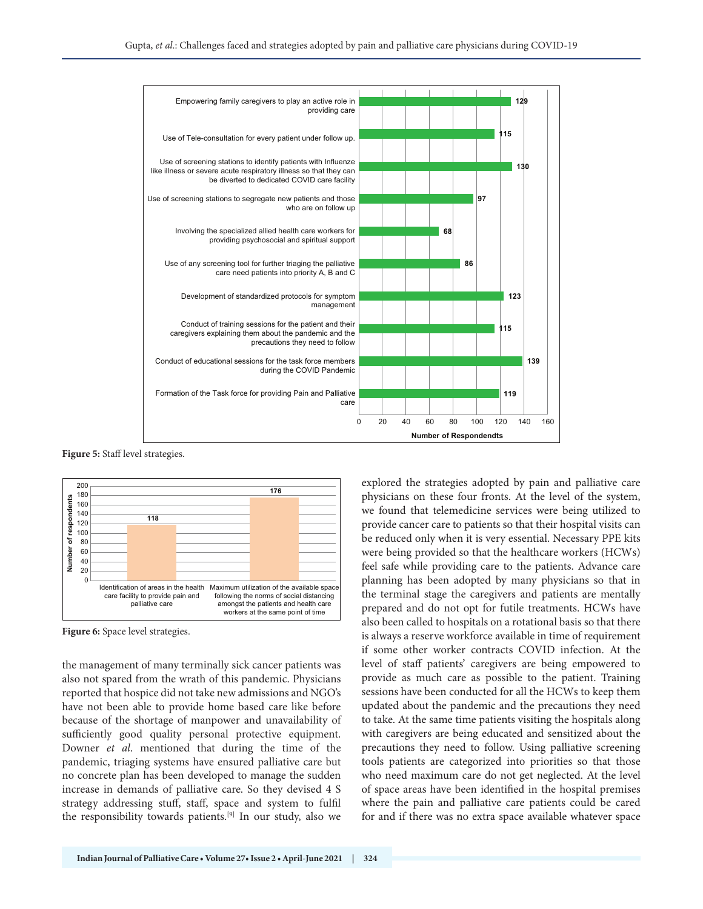**Figure 5:** Staff level strategies.

**Figure 6:** Space level strategies.

the management of many terminally sick cancer patients was also not spared from the wrath of this pandemic. Physicians reported that hospice did not take new admissions and NGO's have not been able to provide home based care like before because of the shortage of manpower and unavailability of sufficiently good quality personal protective equipment. Downer *et al*. mentioned that during the time of the pandemic, triaging systems have ensured palliative care but no concrete plan has been developed to manage the sudden increase in demands of palliative care. So they devised 4 S strategy addressing stuff, staff, space and system to fulfil the responsibility towards patients.[9] In our study, also we explored the strategies adopted by pain and palliative care physicians on these four fronts. At the level of the system, we found that telemedicine services were being utilized to provide cancer care to patients so that their hospital visits can be reduced only when it is very essential. Necessary PPE kits were being provided so that the healthcare workers (HCWs) feel safe while providing care to the patients. Advance care planning has been adopted by many physicians so that in the terminal stage the caregivers and patients are mentally prepared and do not opt for futile treatments. HCWs have also been called to hospitals on a rotational basis so that there is always a reserve workforce available in time of requirement if some other worker contracts COVID infection. At the level of staff patients' caregivers are being empowered to provide as much care as possible to the patient. Training sessions have been conducted for all the HCWs to keep them updated about the pandemic and the precautions they need to take. At the same time patients visiting the hospitals along with caregivers are being educated and sensitized about the precautions they need to follow. Using palliative screening tools patients are categorized into priorities so that those who need maximum care do not get neglected. At the level of space areas have been identified in the hospital premises where the pain and palliative care patients could be cared for and if there was no extra space available whatever space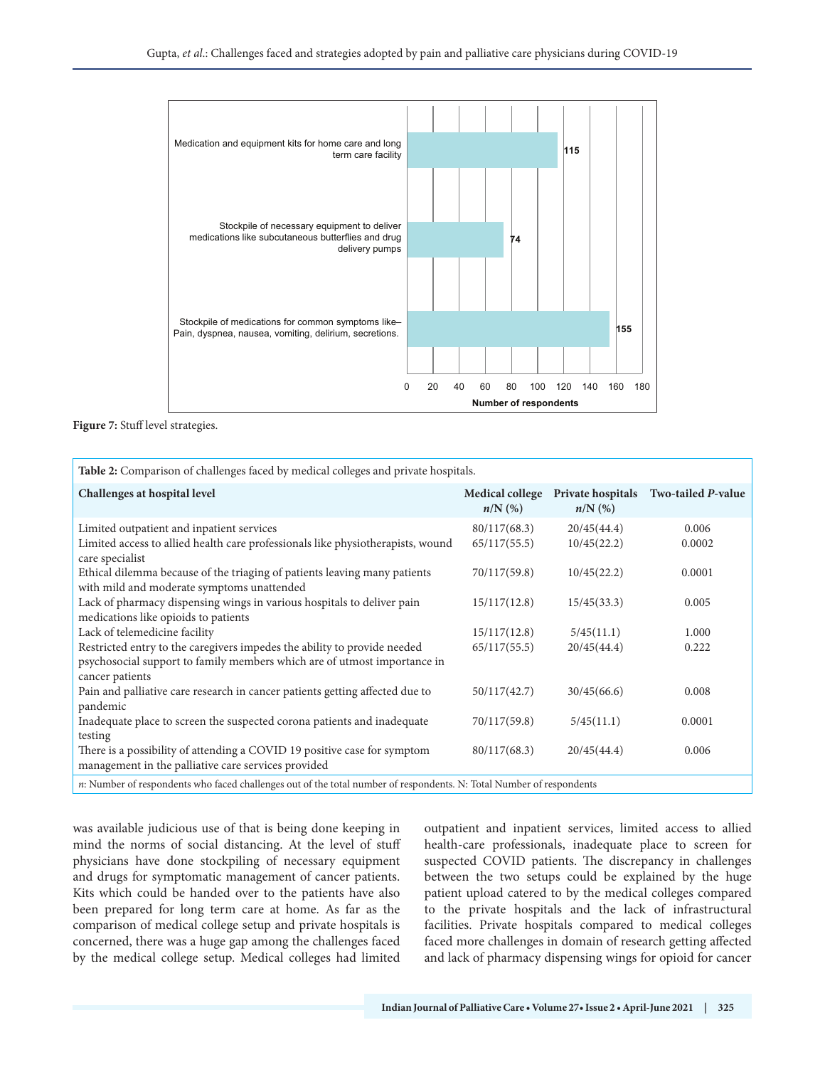| Strategy | Number of respondents |
|---|---|
| Medication and equipment kits for home care and long term care facility | 115 |
| Stockpile of necessary equipment to deliver medications like subcutaneous butterflies and drug delivery pumps | 74 |
| Stockpile of medications for common symptoms like– Pain, dyspnea, nausea, vomiting, delirium, secretions. | 155 |

**Figure 7:** Stuff level strategies.

**Table 2:** Comparison of challenges faced by medical colleges and private hospitals.

| Challenges at hospital level | Medical college *n*/N (%) | Private hospitals *n*/N (%) | Two-tailed *P*-value |
|---|---|---|---|
| Limited outpatient and inpatient services | 80/117(68.3) | 20/45(44.4) | 0.006 |
| Limited access to allied health care professionals like physiotherapists, wound care specialist | 65/117(55.5) | 10/45(22.2) | 0.0002 |
| Ethical dilemma because of the triaging of patients leaving many patients with mild and moderate symptoms unattended | 70/117(59.8) | 10/45(22.2) | 0.0001 |
| Lack of pharmacy dispensing wings in various hospitals to deliver pain medications like opioids to patients | 15/117(12.8) | 15/45(33.3) | 0.005 |
| Lack of telemedicine facility | 15/117(12.8) | 5/45(11.1) | 1.000 |
| Restricted entry to the caregivers impedes the ability to provide needed psychosocial support to family members which are of utmost importance in cancer patients | 65/117(55.5) | 20/45(44.4) | 0.222 |
| Pain and palliative care research in cancer patients getting affected due to pandemic | 50/117(42.7) | 30/45(66.6) | 0.008 |
| Inadequate place to screen the suspected corona patients and inadequate testing | 70/117(59.8) | 5/45(11.1) | 0.0001 |
| There is a possibility of attending a COVID 19 positive case for symptom management in the palliative care services provided | 80/117(68.3) | 20/45(44.4) | 0.006 |

*n*: Number of respondents who faced challenges out of the total number of respondents. N: Total Number of respondents

was available judicious use of that is being done keeping in mind the norms of social distancing. At the level of stuff physicians have done stockpiling of necessary equipment and drugs for symptomatic management of cancer patients. Kits which could be handed over to the patients have also been prepared for long term care at home. As far as the comparison of medical college setup and private hospitals is concerned, there was a huge gap among the challenges faced by the medical college setup. Medical colleges had limited outpatient and inpatient services, limited access to allied health-care professionals, inadequate place to screen for suspected COVID patients. The discrepancy in challenges between the two setups could be explained by the huge patient upload catered to by the medical colleges compared to the private hospitals and the lack of infrastructural facilities. Private hospitals compared to medical colleges faced more challenges in domain of research getting affected and lack of pharmacy dispensing wings for opioid for cancer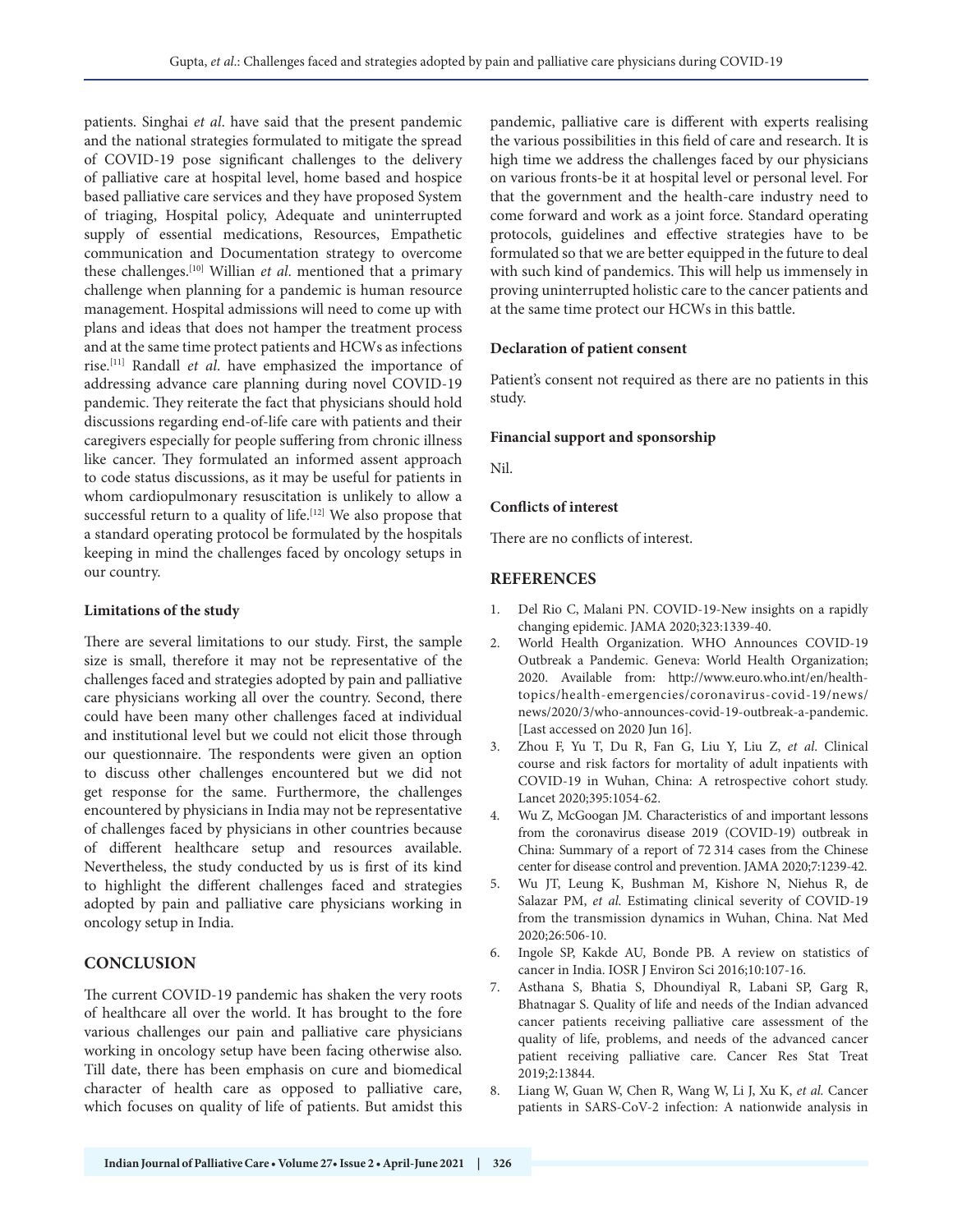patients. Singhai *et al*. have said that the present pandemic and the national strategies formulated to mitigate the spread of COVID-19 pose significant challenges to the delivery of palliative care at hospital level, home based and hospice based palliative care services and they have proposed System of triaging, Hospital policy, Adequate and uninterrupted supply of essential medications, Resources, Empathetic communication and Documentation strategy to overcome these challenges.[10] Willian *et al*. mentioned that a primary challenge when planning for a pandemic is human resource management. Hospital admissions will need to come up with plans and ideas that does not hamper the treatment process and at the same time protect patients and HCWs as infections rise.[11] Randall *et al*. have emphasized the importance of addressing advance care planning during novel COVID-19 pandemic. They reiterate the fact that physicians should hold discussions regarding end-of-life care with patients and their caregivers especially for people suffering from chronic illness like cancer. They formulated an informed assent approach to code status discussions, as it may be useful for patients in whom cardiopulmonary resuscitation is unlikely to allow a successful return to a quality of life.[12] We also propose that a standard operating protocol be formulated by the hospitals keeping in mind the challenges faced by oncology setups in our country.

### Limitations of the study

There are several limitations to our study. First, the sample size is small, therefore it may not be representative of the challenges faced and strategies adopted by pain and palliative care physicians working all over the country. Second, there could have been many other challenges faced at individual and institutional level but we could not elicit those through our questionnaire. The respondents were given an option to discuss other challenges encountered but we did not get response for the same. Furthermore, the challenges encountered by physicians in India may not be representative of challenges faced by physicians in other countries because of different healthcare setup and resources available. Nevertheless, the study conducted by us is first of its kind to highlight the different challenges faced and strategies adopted by pain and palliative care physicians working in oncology setup in India.

## CONCLUSION

The current COVID-19 pandemic has shaken the very roots of healthcare all over the world. It has brought to the fore various challenges our pain and palliative care physicians working in oncology setup have been facing otherwise also. Till date, there has been emphasis on cure and biomedical character of health care as opposed to palliative care, which focuses on quality of life of patients. But amidst this pandemic, palliative care is different with experts realising the various possibilities in this field of care and research. It is high time we address the challenges faced by our physicians on various fronts-be it at hospital level or personal level. For that the government and the health-care industry need to come forward and work as a joint force. Standard operating protocols, guidelines and effective strategies have to be formulated so that we are better equipped in the future to deal with such kind of pandemics. This will help us immensely in proving uninterrupted holistic care to the cancer patients and at the same time protect our HCWs in this battle.

### Declaration of patient consent

Patient's consent not required as there are no patients in this study.

### Financial support and sponsorship

Nil.

### Conflicts of interest

There are no conflicts of interest.

## REFERENCES

1. Del Rio C, Malani PN. COVID-19-New insights on a rapidly changing epidemic. JAMA 2020;323:1339-40.
2. World Health Organization. WHO Announces COVID-19 Outbreak a Pandemic. Geneva: World Health Organization; 2020. Available from: http://www.euro.who.int/en/health-topics/health-emergencies/coronavirus-covid-19/news/news/2020/3/who-announces-covid-19-outbreak-a-pandemic. [Last accessed on 2020 Jun 16].
3. Zhou F, Yu T, Du R, Fan G, Liu Y, Liu Z, *et al*. Clinical course and risk factors for mortality of adult inpatients with COVID-19 in Wuhan, China: A retrospective cohort study. Lancet 2020;395:1054-62.
4. Wu Z, McGoogan JM. Characteristics of and important lessons from the coronavirus disease 2019 (COVID-19) outbreak in China: Summary of a report of 72 314 cases from the Chinese center for disease control and prevention. JAMA 2020;7:1239-42.
5. Wu JT, Leung K, Bushman M, Kishore N, Niehus R, de Salazar PM, *et al*. Estimating clinical severity of COVID-19 from the transmission dynamics in Wuhan, China. Nat Med 2020;26:506-10.
6. Ingole SP, Kakde AU, Bonde PB. A review on statistics of cancer in India. IOSR J Environ Sci 2016;10:107-16.
7. Asthana S, Bhatia S, Dhoundiyal R, Labani SP, Garg R, Bhatnagar S. Quality of life and needs of the Indian advanced cancer patients receiving palliative care assessment of the quality of life, problems, and needs of the advanced cancer patient receiving palliative care. Cancer Res Stat Treat 2019;2:13844.
8. Liang W, Guan W, Chen R, Wang W, Li J, Xu K, *et al.* Cancer patients in SARS-CoV-2 infection: A nationwide analysis in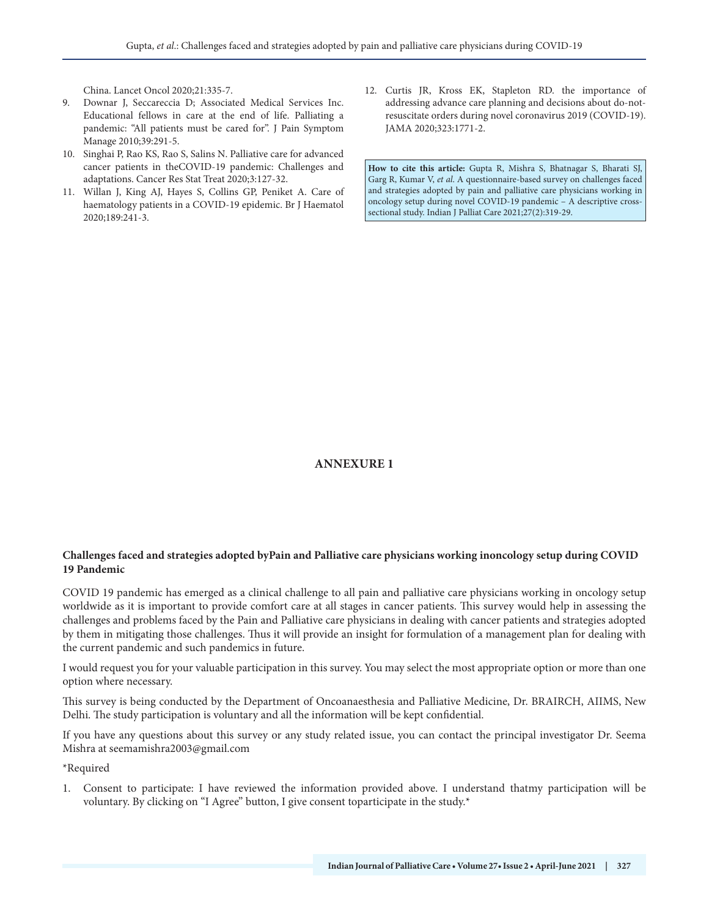China. Lancet Oncol 2020;21:335-7.

9. Downar J, Seccareccia D; Associated Medical Services Inc. Educational fellows in care at the end of life. Palliating a pandemic: "All patients must be cared for". J Pain Symptom Manage 2010;39:291-5.
10. Singhai P, Rao KS, Rao S, Salins N. Palliative care for advanced cancer patients in theCOVID-19 pandemic: Challenges and adaptations. Cancer Res Stat Treat 2020;3:127-32.
11. Willan J, King AJ, Hayes S, Collins GP, Peniket A. Care of haematology patients in a COVID-19 epidemic. Br J Haematol 2020;189:241-3.
12. Curtis JR, Kross EK, Stapleton RD. the importance of addressing advance care planning and decisions about do-not-resuscitate orders during novel coronavirus 2019 (COVID-19). JAMA 2020;323:1771-2.

**How to cite this article:** Gupta R, Mishra S, Bhatnagar S, Bharati SJ, Garg R, Kumar V, *et al*. A questionnaire-based survey on challenges faced and strategies adopted by pain and palliative care physicians working in oncology setup during novel COVID-19 pandemic – A descriptive cross-sectional study. Indian J Palliat Care 2021;27(2):319-29.

## ANNEXURE 1

**Challenges faced and strategies adopted byPain and Palliative care physicians working inoncology setup during COVID 19 Pandemic**

COVID 19 pandemic has emerged as a clinical challenge to all pain and palliative care physicians working in oncology setup worldwide as it is important to provide comfort care at all stages in cancer patients. This survey would help in assessing the challenges and problems faced by the Pain and Palliative care physicians in dealing with cancer patients and strategies adopted by them in mitigating those challenges. Thus it will provide an insight for formulation of a management plan for dealing with the current pandemic and such pandemics in future.

I would request you for your valuable participation in this survey. You may select the most appropriate option or more than one option where necessary.

This survey is being conducted by the Department of Oncoanaesthesia and Palliative Medicine, Dr. BRAIRCH, AIIMS, New Delhi. The study participation is voluntary and all the information will be kept confidential.

If you have any questions about this survey or any study related issue, you can contact the principal investigator Dr. Seema Mishra at seemamishra2003@gmail.com

*Required

1. Consent to participate: I have reviewed the information provided above. I understand thatmy participation will be voluntary. By clicking on "I Agree" button, I give consent toparticipate in the study.*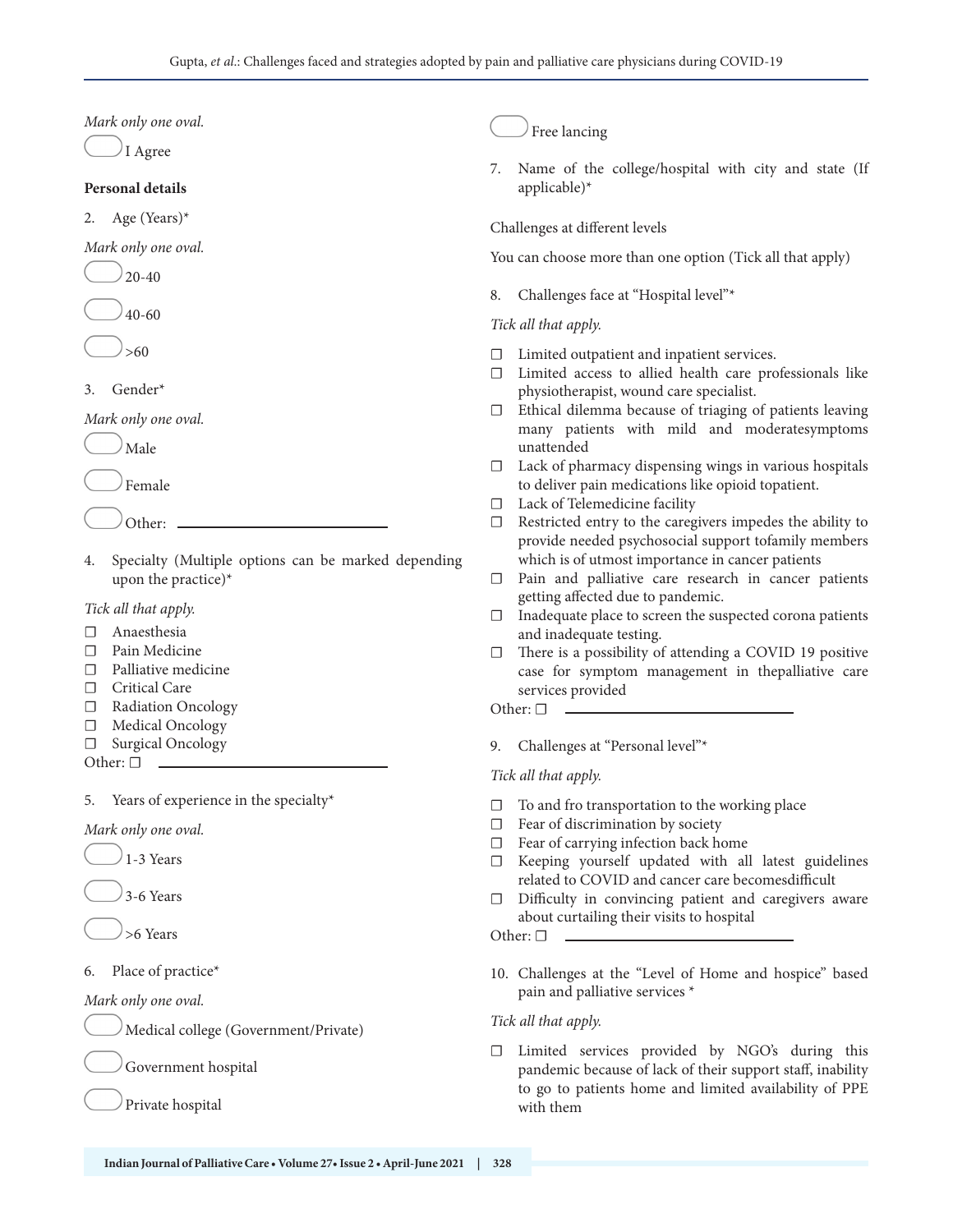*Mark only one oval.*

◯ I Agree

**Personal details**

2. Age (Years)*

*Mark only one oval.*

◯ 20-40

◯ 40-60

◯ >60

3. Gender*

*Mark only one oval.*

◯ Male

◯ Female

◯ Other: ____________________

4. Specialty (Multiple options can be marked depending upon the practice)*

*Tick all that apply.*

- ☐ Anaesthesia
- ☐ Pain Medicine
- ☐ Palliative medicine
- ☐ Critical Care
- ☐ Radiation Oncology
- ☐ Medical Oncology
- ☐ Surgical Oncology

Other: ☐ ____________________

5. Years of experience in the specialty*

*Mark only one oval.*

◯ 1-3 Years

◯ 3-6 Years

◯ >6 Years

6. Place of practice*

*Mark only one oval.*

◯ Medical college (Government/Private)

◯ Government hospital

◯ Private hospital

◯ Free lancing

7. Name of the college/hospital with city and state (If applicable)*

Challenges at different levels

You can choose more than one option (Tick all that apply)

8. Challenges face at "Hospital level"*

*Tick all that apply.*

- ☐ Limited outpatient and inpatient services.
- ☐ Limited access to allied health care professionals like physiotherapist, wound care specialist.
- ☐ Ethical dilemma because of triaging of patients leaving many patients with mild and moderatesymptoms unattended
- ☐ Lack of pharmacy dispensing wings in various hospitals to deliver pain medications like opioid topatient.
- ☐ Lack of Telemedicine facility
- ☐ Restricted entry to the caregivers impedes the ability to provide needed psychosocial support tofamily members which is of utmost importance in cancer patients
- ☐ Pain and palliative care research in cancer patients getting affected due to pandemic.
- ☐ Inadequate place to screen the suspected corona patients and inadequate testing.
- ☐ There is a possibility of attending a COVID 19 positive case for symptom management in thepalliative care services provided

Other: ☐ ____________________

9. Challenges at "Personal level"*

*Tick all that apply.*

- ☐ To and fro transportation to the working place
- ☐ Fear of discrimination by society
- ☐ Fear of carrying infection back home
- ☐ Keeping yourself updated with all latest guidelines related to COVID and cancer care becomesdifficult
- ☐ Difficulty in convincing patient and caregivers aware about curtailing their visits to hospital

Other: ☐ ____________________

10. Challenges at the "Level of Home and hospice" based pain and palliative services *

*Tick all that apply.*

- ☐ Limited services provided by NGO's during this pandemic because of lack of their support staff, inability to go to patients home and limited availability of PPE with them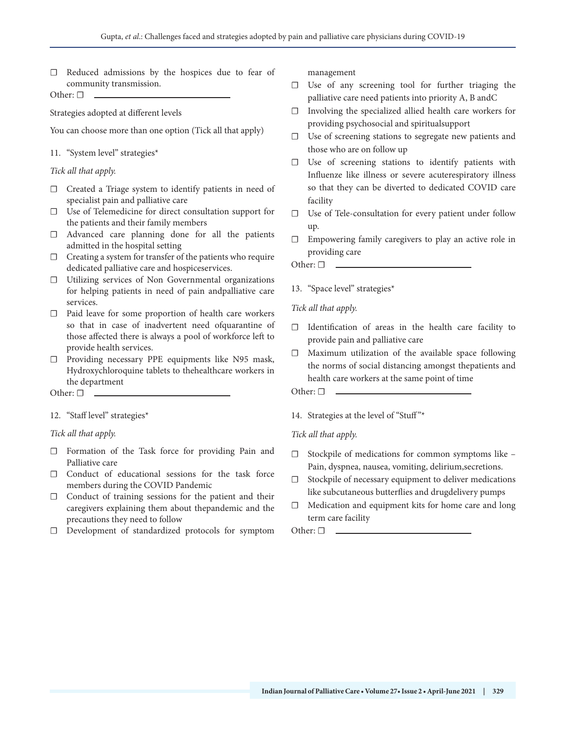- ☐ Reduced admissions by the hospices due to fear of community transmission.

Other: ☐ ______________________

Strategies adopted at different levels

You can choose more than one option (Tick all that apply)

11. "System level" strategies*

*Tick all that apply.*

- ☐ Created a Triage system to identify patients in need of specialist pain and palliative care
- ☐ Use of Telemedicine for direct consultation support for the patients and their family members
- ☐ Advanced care planning done for all the patients admitted in the hospital setting
- ☐ Creating a system for transfer of the patients who require dedicated palliative care and hospiceservices.
- ☐ Utilizing services of Non Governmental organizations for helping patients in need of pain andpalliative care services.
- ☐ Paid leave for some proportion of health care workers so that in case of inadvertent need ofquarantine of those affected there is always a pool of workforce left to provide health services.
- ☐ Providing necessary PPE equipments like N95 mask, Hydroxychloroquine tablets to thehealthcare workers in the department

Other: ☐ ______________________

12. "Staff level" strategies*

*Tick all that apply.*

- ☐ Formation of the Task force for providing Pain and Palliative care
- ☐ Conduct of educational sessions for the task force members during the COVID Pandemic
- ☐ Conduct of training sessions for the patient and their caregivers explaining them about thepandemic and the precautions they need to follow
- ☐ Development of standardized protocols for symptom management
- ☐ Use of any screening tool for further triaging the palliative care need patients into priority A, B andC
- ☐ Involving the specialized allied health care workers for providing psychosocial and spiritualsupport
- ☐ Use of screening stations to segregate new patients and those who are on follow up
- ☐ Use of screening stations to identify patients with Influenze like illness or severe acuterespiratory illness so that they can be diverted to dedicated COVID care facility
- ☐ Use of Tele-consultation for every patient under follow up.
- ☐ Empowering family caregivers to play an active role in providing care

Other: ☐ ______________________

13. "Space level" strategies*

*Tick all that apply.*

- ☐ Identification of areas in the health care facility to provide pain and palliative care
- ☐ Maximum utilization of the available space following the norms of social distancing amongst thepatients and health care workers at the same point of time

Other: ☐ ______________________

14. Strategies at the level of "Stuff"*

*Tick all that apply.*

- ☐ Stockpile of medications for common symptoms like – Pain, dyspnea, nausea, vomiting, delirium,secretions.
- ☐ Stockpile of necessary equipment to deliver medications like subcutaneous butterflies and drugdelivery pumps
- ☐ Medication and equipment kits for home care and long term care facility

Other: ☐ ______________________